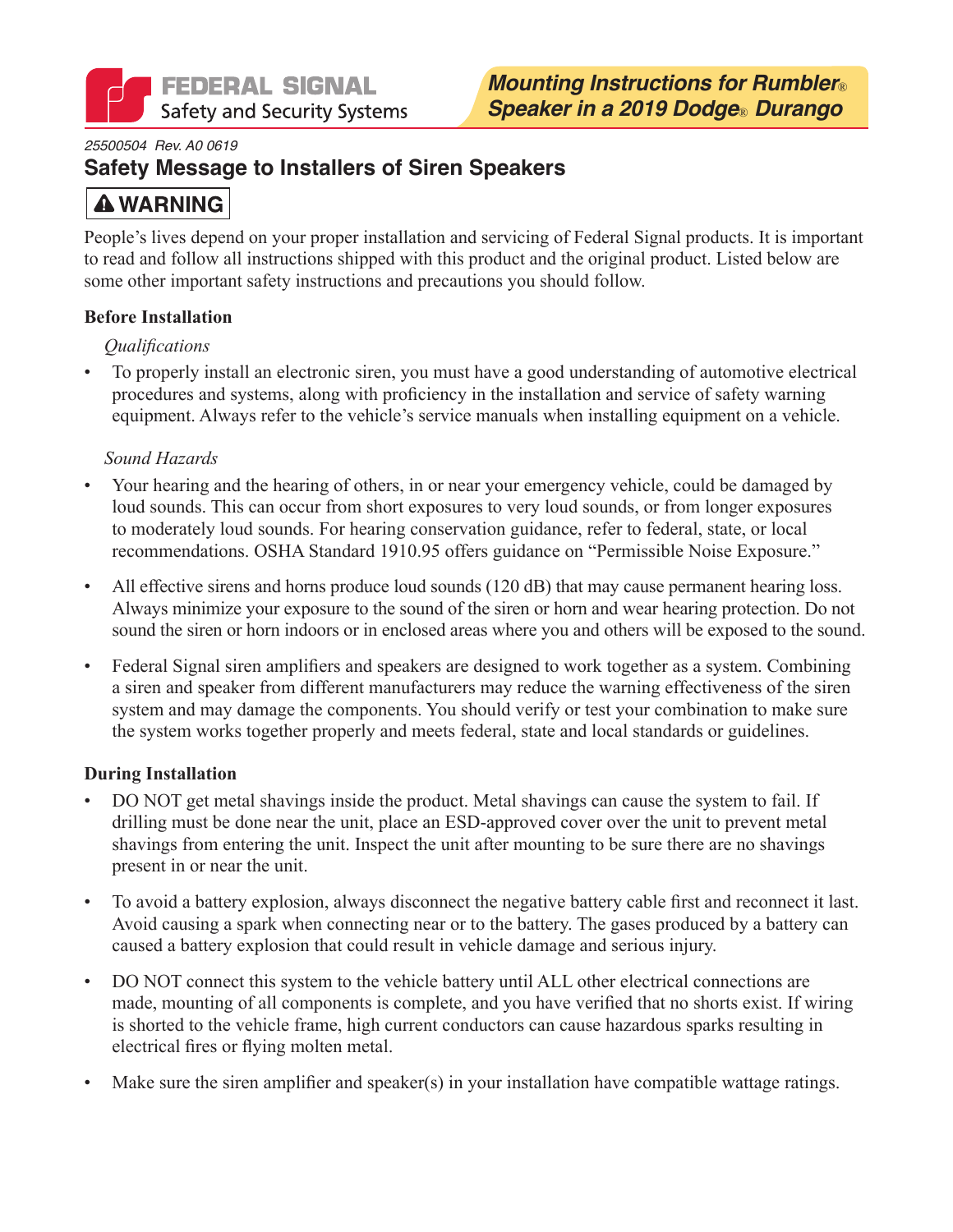FEDERAL SIGNAL
Safety and Security Systems

# Mounting Instructions for Rumbler® Speaker in a 2019 Dodge® Durango

*25500504 Rev. A0 0619*

## Safety Message to Installers of Siren Speakers

**⚠ WARNING**

People's lives depend on your proper installation and servicing of Federal Signal products. It is important to read and follow all instructions shipped with this product and the original product. Listed below are some other important safety instructions and precautions you should follow.

### Before Installation

*Qualifications*

- To properly install an electronic siren, you must have a good understanding of automotive electrical procedures and systems, along with proficiency in the installation and service of safety warning equipment. Always refer to the vehicle's service manuals when installing equipment on a vehicle.

*Sound Hazards*

- Your hearing and the hearing of others, in or near your emergency vehicle, could be damaged by loud sounds. This can occur from short exposures to very loud sounds, or from longer exposures to moderately loud sounds. For hearing conservation guidance, refer to federal, state, or local recommendations. OSHA Standard 1910.95 offers guidance on "Permissible Noise Exposure."
- All effective sirens and horns produce loud sounds (120 dB) that may cause permanent hearing loss. Always minimize your exposure to the sound of the siren or horn and wear hearing protection. Do not sound the siren or horn indoors or in enclosed areas where you and others will be exposed to the sound.
- Federal Signal siren amplifiers and speakers are designed to work together as a system. Combining a siren and speaker from different manufacturers may reduce the warning effectiveness of the siren system and may damage the components. You should verify or test your combination to make sure the system works together properly and meets federal, state and local standards or guidelines.

### During Installation

- DO NOT get metal shavings inside the product. Metal shavings can cause the system to fail. If drilling must be done near the unit, place an ESD-approved cover over the unit to prevent metal shavings from entering the unit. Inspect the unit after mounting to be sure there are no shavings present in or near the unit.
- To avoid a battery explosion, always disconnect the negative battery cable first and reconnect it last. Avoid causing a spark when connecting near or to the battery. The gases produced by a battery can caused a battery explosion that could result in vehicle damage and serious injury.
- DO NOT connect this system to the vehicle battery until ALL other electrical connections are made, mounting of all components is complete, and you have verified that no shorts exist. If wiring is shorted to the vehicle frame, high current conductors can cause hazardous sparks resulting in electrical fires or flying molten metal.
- Make sure the siren amplifier and speaker(s) in your installation have compatible wattage ratings.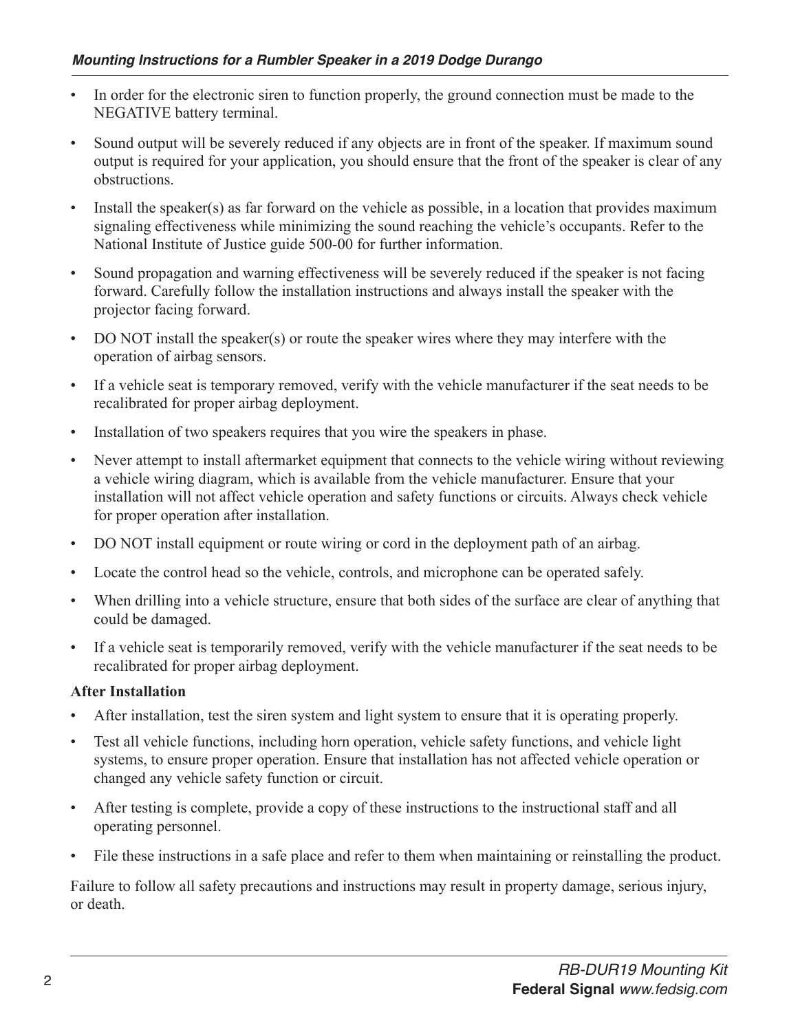- In order for the electronic siren to function properly, the ground connection must be made to the NEGATIVE battery terminal.
- Sound output will be severely reduced if any objects are in front of the speaker. If maximum sound output is required for your application, you should ensure that the front of the speaker is clear of any obstructions.
- Install the speaker(s) as far forward on the vehicle as possible, in a location that provides maximum signaling effectiveness while minimizing the sound reaching the vehicle's occupants. Refer to the National Institute of Justice guide 500-00 for further information.
- Sound propagation and warning effectiveness will be severely reduced if the speaker is not facing forward. Carefully follow the installation instructions and always install the speaker with the projector facing forward.
- DO NOT install the speaker(s) or route the speaker wires where they may interfere with the operation of airbag sensors.
- If a vehicle seat is temporary removed, verify with the vehicle manufacturer if the seat needs to be recalibrated for proper airbag deployment.
- Installation of two speakers requires that you wire the speakers in phase.
- Never attempt to install aftermarket equipment that connects to the vehicle wiring without reviewing a vehicle wiring diagram, which is available from the vehicle manufacturer. Ensure that your installation will not affect vehicle operation and safety functions or circuits. Always check vehicle for proper operation after installation.
- DO NOT install equipment or route wiring or cord in the deployment path of an airbag.
- Locate the control head so the vehicle, controls, and microphone can be operated safely.
- When drilling into a vehicle structure, ensure that both sides of the surface are clear of anything that could be damaged.
- If a vehicle seat is temporarily removed, verify with the vehicle manufacturer if the seat needs to be recalibrated for proper airbag deployment.

**After Installation**

- After installation, test the siren system and light system to ensure that it is operating properly.
- Test all vehicle functions, including horn operation, vehicle safety functions, and vehicle light systems, to ensure proper operation. Ensure that installation has not affected vehicle operation or changed any vehicle safety function or circuit.
- After testing is complete, provide a copy of these instructions to the instructional staff and all operating personnel.
- File these instructions in a safe place and refer to them when maintaining or reinstalling the product.

Failure to follow all safety precautions and instructions may result in property damage, serious injury, or death.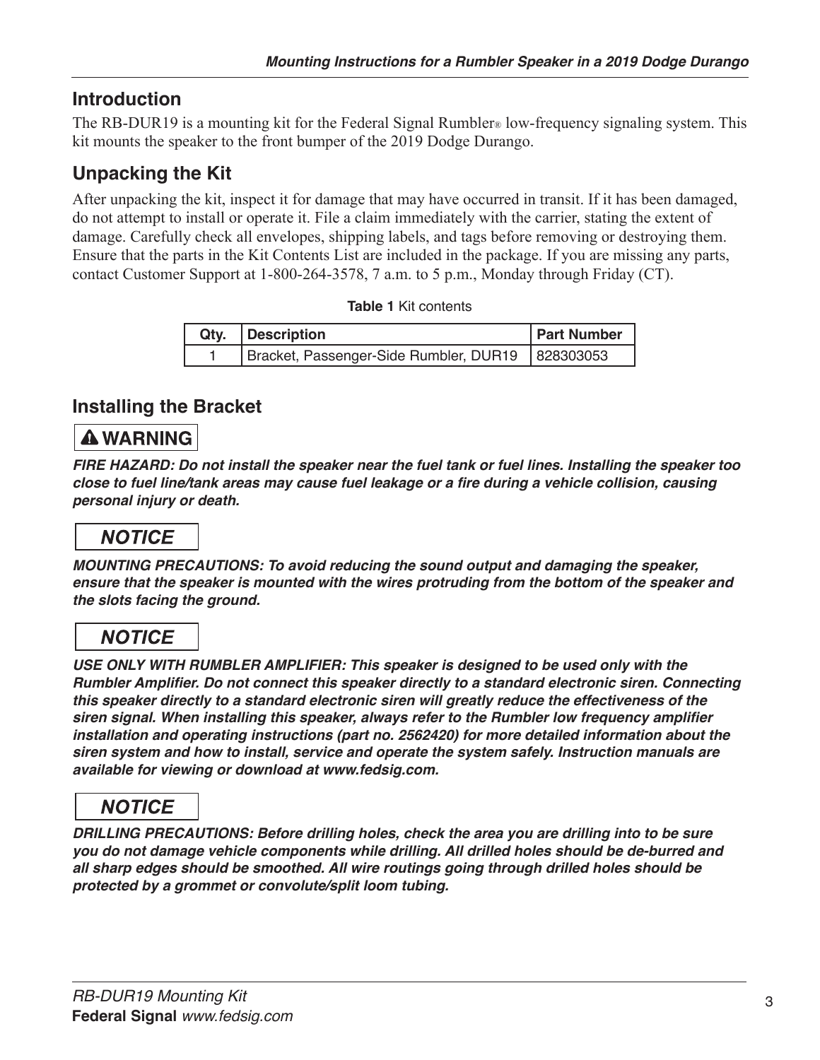## Introduction

The RB-DUR19 is a mounting kit for the Federal Signal Rumbler® low-frequency signaling system. This kit mounts the speaker to the front bumper of the 2019 Dodge Durango.

## Unpacking the Kit

After unpacking the kit, inspect it for damage that may have occurred in transit. If it has been damaged, do not attempt to install or operate it. File a claim immediately with the carrier, stating the extent of damage. Carefully check all envelopes, shipping labels, and tags before removing or destroying them. Ensure that the parts in the Kit Contents List are included in the package. If you are missing any parts, contact Customer Support at 1-800-264-3578, 7 a.m. to 5 p.m., Monday through Friday (CT).

**Table 1** Kit contents

| Qty. | Description | Part Number |
|---|---|---|
| 1 | Bracket, Passenger-Side Rumbler, DUR19 | 828303053 |

## Installing the Bracket

**⚠ WARNING**

***FIRE HAZARD: Do not install the speaker near the fuel tank or fuel lines. Installing the speaker too close to fuel line/tank areas may cause fuel leakage or a fire during a vehicle collision, causing personal injury or death.***

***NOTICE***

***MOUNTING PRECAUTIONS: To avoid reducing the sound output and damaging the speaker, ensure that the speaker is mounted with the wires protruding from the bottom of the speaker and the slots facing the ground.***

***NOTICE***

***USE ONLY WITH RUMBLER AMPLIFIER: This speaker is designed to be used only with the Rumbler Amplifier. Do not connect this speaker directly to a standard electronic siren. Connecting this speaker directly to a standard electronic siren will greatly reduce the effectiveness of the siren signal. When installing this speaker, always refer to the Rumbler low frequency amplifier installation and operating instructions (part no. 2562420) for more detailed information about the siren system and how to install, service and operate the system safely. Instruction manuals are available for viewing or download at www.fedsig.com.***

***NOTICE***

***DRILLING PRECAUTIONS: Before drilling holes, check the area you are drilling into to be sure you do not damage vehicle components while drilling. All drilled holes should be de-burred and all sharp edges should be smoothed. All wire routings going through drilled holes should be protected by a grommet or convolute/split loom tubing.***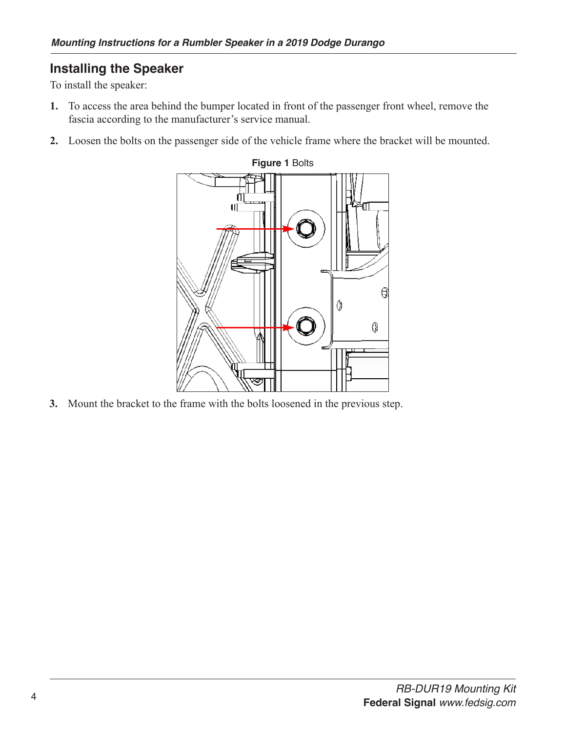## Installing the Speaker

To install the speaker:

1. To access the area behind the bumper located in front of the passenger front wheel, remove the fascia according to the manufacturer's service manual.
2. Loosen the bolts on the passenger side of the vehicle frame where the bracket will be mounted.

**Figure 1** Bolts

3. Mount the bracket to the frame with the bolts loosened in the previous step.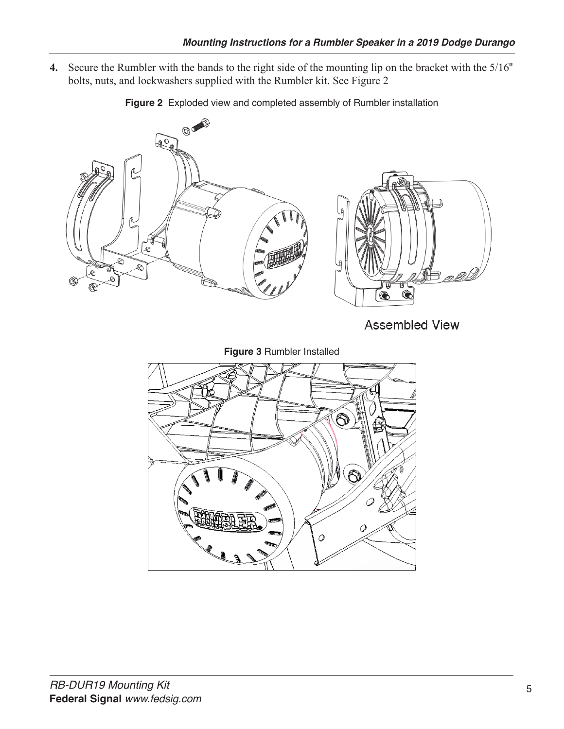4. Secure the Rumbler with the bands to the right side of the mounting lip on the bracket with the 5/16" bolts, nuts, and lockwashers supplied with the Rumbler kit. See Figure 2

**Figure 2** Exploded view and completed assembly of Rumbler installation

Assembled View

**Figure 3** Rumbler Installed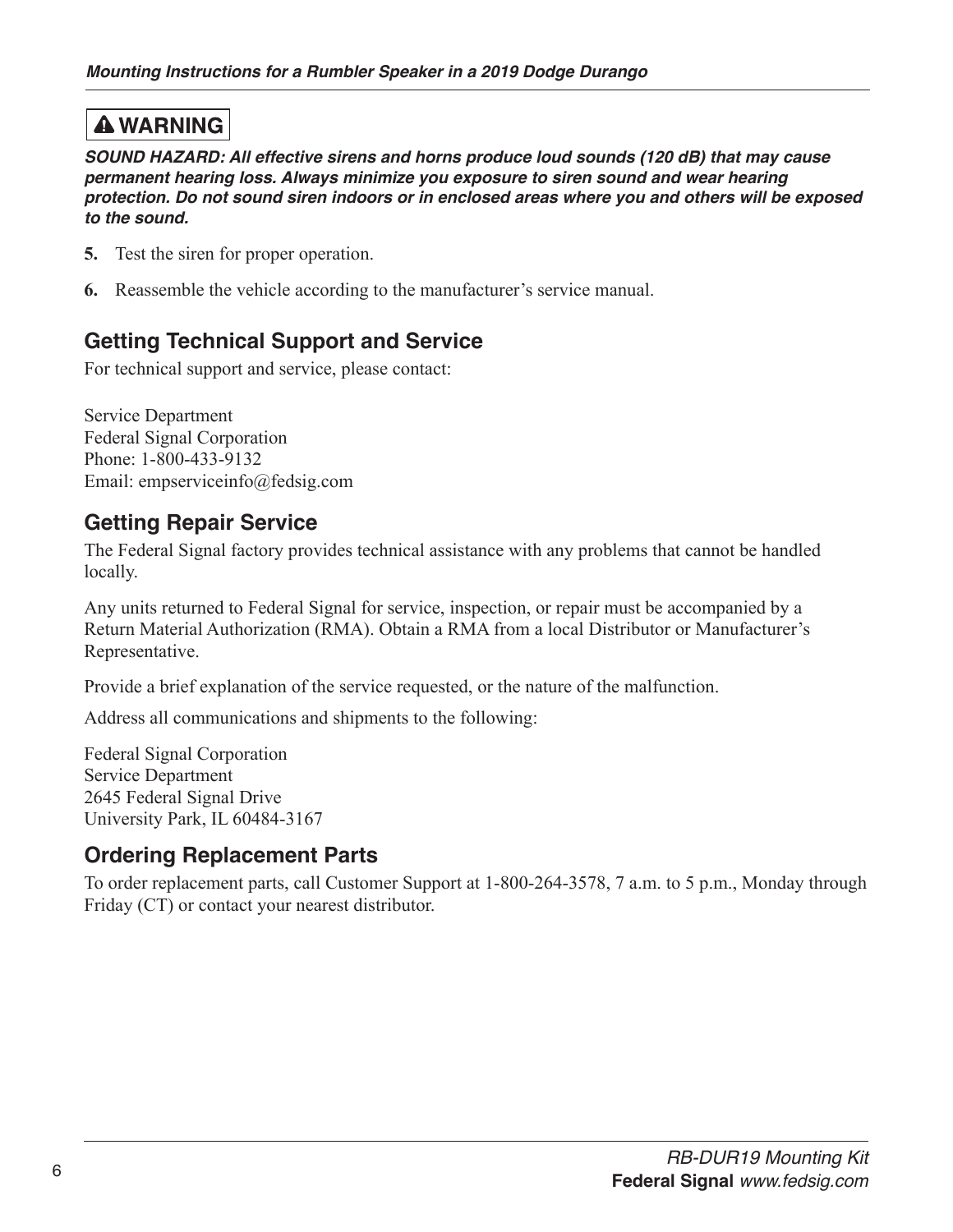**⚠ WARNING**

***SOUND HAZARD: All effective sirens and horns produce loud sounds (120 dB) that may cause permanent hearing loss. Always minimize you exposure to siren sound and wear hearing protection. Do not sound siren indoors or in enclosed areas where you and others will be exposed to the sound.***

5. Test the siren for proper operation.

6. Reassemble the vehicle according to the manufacturer's service manual.

## Getting Technical Support and Service

For technical support and service, please contact:

Service Department
Federal Signal Corporation
Phone: 1-800-433-9132
Email: empserviceinfo@fedsig.com

## Getting Repair Service

The Federal Signal factory provides technical assistance with any problems that cannot be handled locally.

Any units returned to Federal Signal for service, inspection, or repair must be accompanied by a Return Material Authorization (RMA). Obtain a RMA from a local Distributor or Manufacturer's Representative.

Provide a brief explanation of the service requested, or the nature of the malfunction.

Address all communications and shipments to the following:

Federal Signal Corporation
Service Department
2645 Federal Signal Drive
University Park, IL 60484-3167

## Ordering Replacement Parts

To order replacement parts, call Customer Support at 1-800-264-3578, 7 a.m. to 5 p.m., Monday through Friday (CT) or contact your nearest distributor.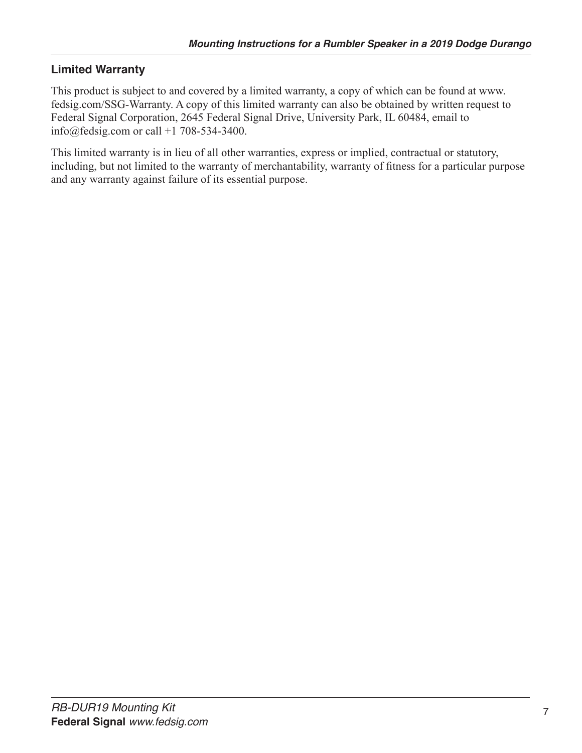## Limited Warranty

This product is subject to and covered by a limited warranty, a copy of which can be found at www.fedsig.com/SSG-Warranty. A copy of this limited warranty can also be obtained by written request to Federal Signal Corporation, 2645 Federal Signal Drive, University Park, IL 60484, email to info@fedsig.com or call +1 708-534-3400.

This limited warranty is in lieu of all other warranties, express or implied, contractual or statutory, including, but not limited to the warranty of merchantability, warranty of fitness for a particular purpose and any warranty against failure of its essential purpose.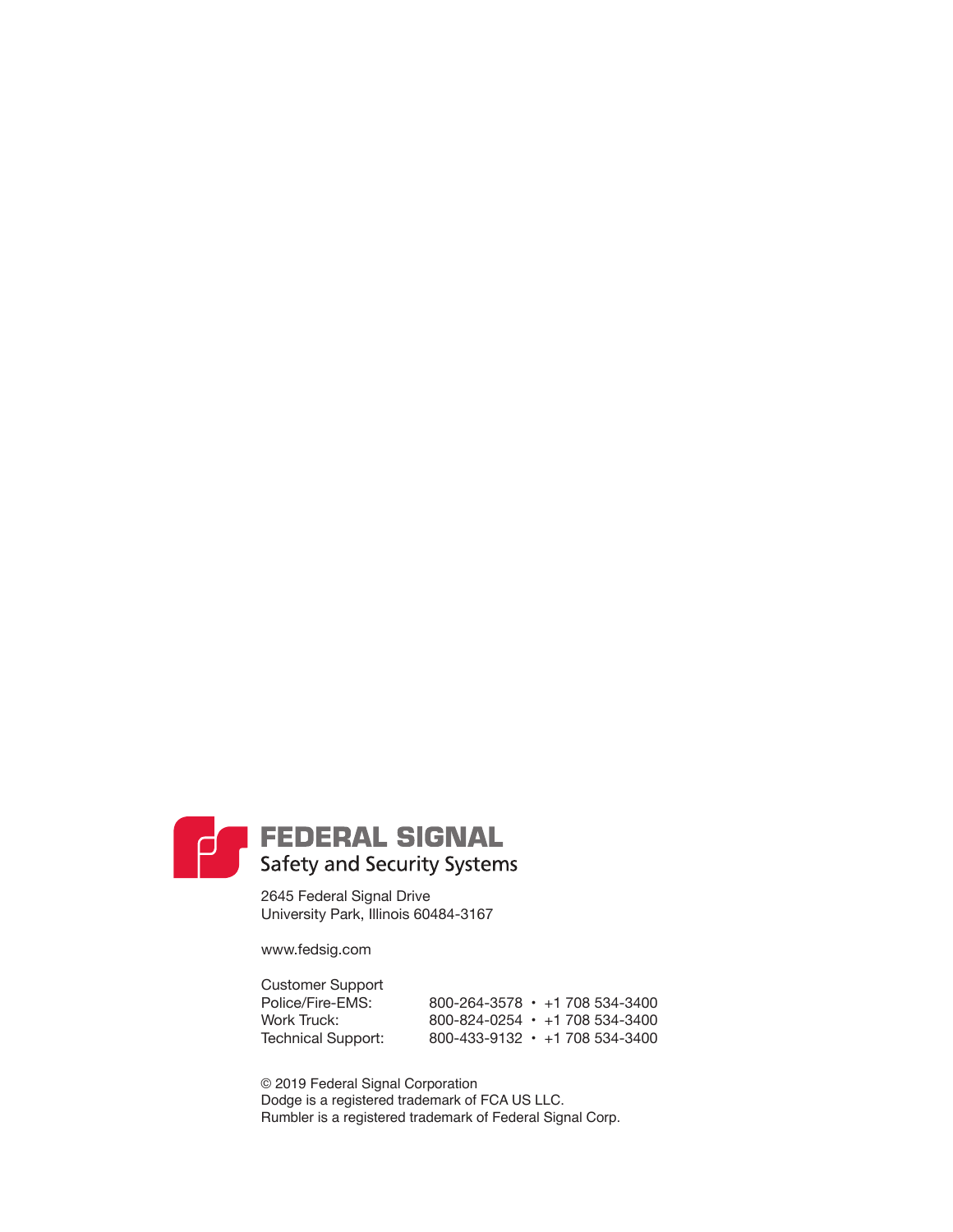**FEDERAL SIGNAL**
Safety and Security Systems

2645 Federal Signal Drive
University Park, Illinois 60484-3167

www.fedsig.com

| | | |
|---|---|---|
| Customer Support | | |
| Police/Fire-EMS: | 800-264-3578 • +1 708 534-3400 | |
| Work Truck: | 800-824-0254 • +1 708 534-3400 | |
| Technical Support: | 800-433-9132 • +1 708 534-3400 | |

© 2019 Federal Signal Corporation
Dodge is a registered trademark of FCA US LLC.
Rumbler is a registered trademark of Federal Signal Corp.